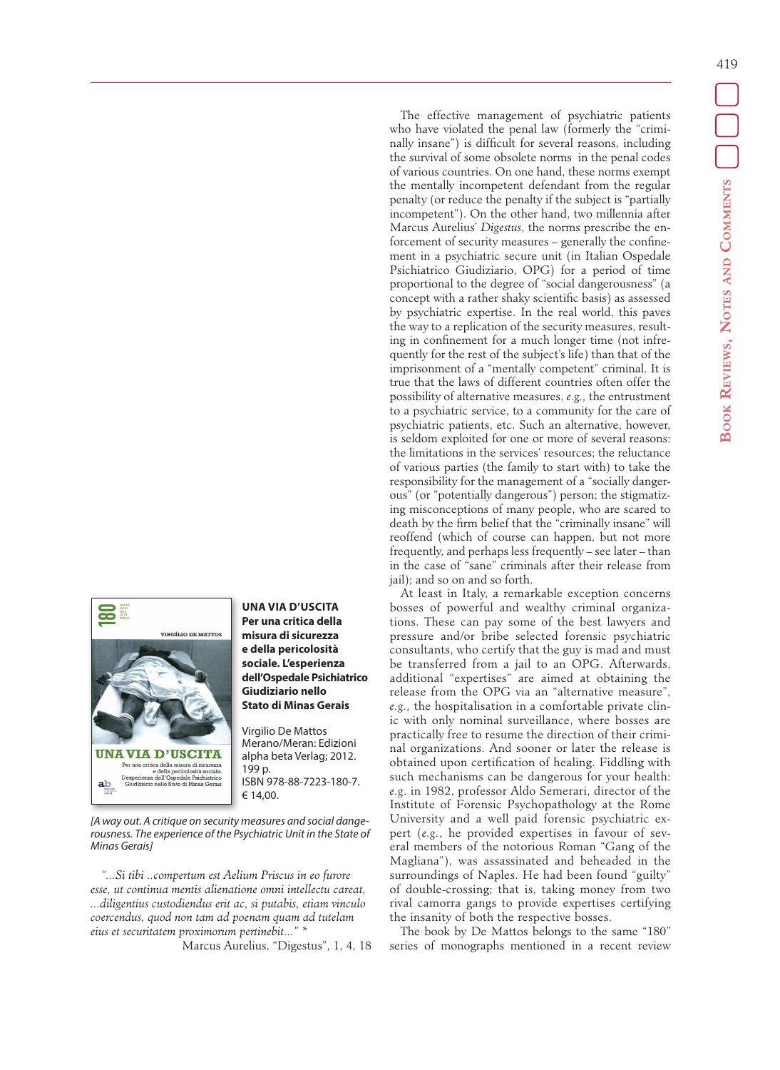**UNA VIA D'USCITA**
**Per una critica della misura di sicurezza e della pericolosità sociale. L'esperienza dell'Ospedale Psichiatrico Giudiziario nello Stato di Minas Gerais**

Virgilio De Mattos
Merano/Meran: Edizioni alpha beta Verlag; 2012.
199 p.
ISBN 978-88-7223-180-7.
€ 14,00.

*[A way out. A critique on security measures and social dangerousness. The experience of the Psychiatric Unit in the State of Minas Gerais]*

*"...Si tibi ..compertum est Aelium Priscus in eo furore esse, ut continua mentis alienatione omni intellectu careat, ...diligentius custodiendus erit ac, si putabis, etiam vinculo coercendus, quod non tam ad poenam quam ad tutelam eius et securitatem proximorum pertinebit..." \**

Marcus Aurelius, "Digestus", 1, 4, 18

The effective management of psychiatric patients who have violated the penal law (formerly the "criminally insane") is difficult for several reasons, including the survival of some obsolete norms in the penal codes of various countries. On one hand, these norms exempt the mentally incompetent defendant from the regular penalty (or reduce the penalty if the subject is "partially incompetent"). On the other hand, two millennia after Marcus Aurelius' *Digestus*, the norms prescribe the enforcement of security measures – generally the confinement in a psychiatric secure unit (in Italian Ospedale Psichiatrico Giudiziario, OPG) for a period of time proportional to the degree of "social dangerousness" (a concept with a rather shaky scientific basis) as assessed by psychiatric expertise. In the real world, this paves the way to a replication of the security measures, resulting in confinement for a much longer time (not infrequently for the rest of the subject's life) than that of the imprisonment of a "mentally competent" criminal. It is true that the laws of different countries often offer the possibility of alternative measures, *e.g.*, the entrustment to a psychiatric service, to a community for the care of psychiatric patients, etc. Such an alternative, however, is seldom exploited for one or more of several reasons: the limitations in the services' resources; the reluctance of various parties (the family to start with) to take the responsibility for the management of a "socially dangerous" (or "potentially dangerous") person; the stigmatizing misconceptions of many people, who are scared to death by the firm belief that the "criminally insane" will reoffend (which of course can happen, but not more frequently, and perhaps less frequently – see later – than in the case of "sane" criminals after their release from jail); and so on and so forth.

At least in Italy, a remarkable exception concerns bosses of powerful and wealthy criminal organizations. These can pay some of the best lawyers and pressure and/or bribe selected forensic psychiatric consultants, who certify that the guy is mad and must be transferred from a jail to an OPG. Afterwards, additional "expertises" are aimed at obtaining the release from the OPG via an "alternative measure", *e.g.*, the hospitalisation in a comfortable private clinic with only nominal surveillance, where bosses are practically free to resume the direction of their criminal organizations. And sooner or later the release is obtained upon certification of healing. Fiddling with such mechanisms can be dangerous for your health: *e.g.* in 1982, professor Aldo Semerari, director of the Institute of Forensic Psychopathology at the Rome University and a well paid forensic psychiatric expert (*e.g.*, he provided expertises in favour of several members of the notorious Roman "Gang of the Magliana"), was assassinated and beheaded in the surroundings of Naples. He had been found "guilty" of double-crossing; that is, taking money from two rival camorra gangs to provide expertises certifying the insanity of both the respective bosses.

The book by De Mattos belongs to the same "180" series of monographs mentioned in a recent review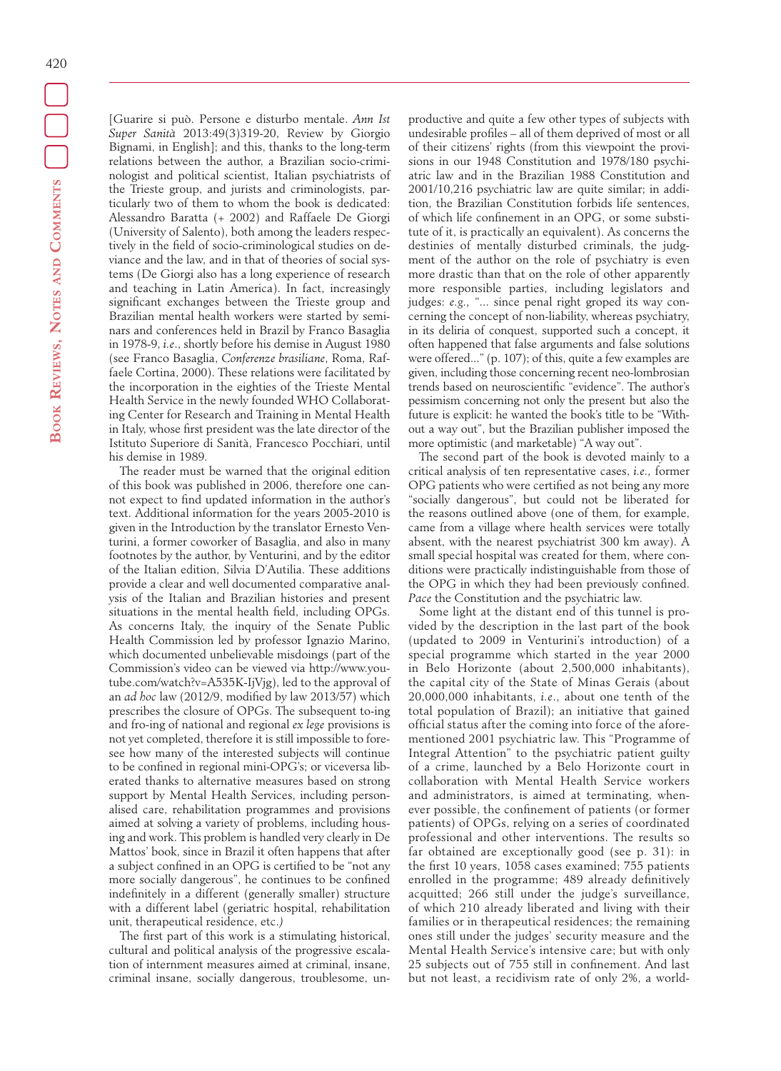[Guarire si può. Persone e disturbo mentale. *Ann Ist Super Sanità* 2013:49(3)319-20, Review by Giorgio Bignami, in English]; and this, thanks to the long-term relations between the author, a Brazilian socio-criminologist and political scientist, Italian psychiatrists of the Trieste group, and jurists and criminologists, particularly two of them to whom the book is dedicated: Alessandro Baratta (+ 2002) and Raffaele De Giorgi (University of Salento), both among the leaders respectively in the field of socio-criminological studies on deviance and the law, and in that of theories of social systems (De Giorgi also has a long experience of research and teaching in Latin America). In fact, increasingly significant exchanges between the Trieste group and Brazilian mental health workers were started by seminars and conferences held in Brazil by Franco Basaglia in 1978-9, *i.e.*, shortly before his demise in August 1980 (see Franco Basaglia, *Conferenze brasiliane*, Roma, Raffaele Cortina, 2000). These relations were facilitated by the incorporation in the eighties of the Trieste Mental Health Service in the newly founded WHO Collaborating Center for Research and Training in Mental Health in Italy, whose first president was the late director of the Istituto Superiore di Sanità, Francesco Pocchiari, until his demise in 1989.

The reader must be warned that the original edition of this book was published in 2006, therefore one cannot expect to find updated information in the author's text. Additional information for the years 2005-2010 is given in the Introduction by the translator Ernesto Venturini, a former coworker of Basaglia, and also in many footnotes by the author, by Venturini, and by the editor of the Italian edition, Silvia D'Autilia. These additions provide a clear and well documented comparative analysis of the Italian and Brazilian histories and present situations in the mental health field, including OPGs. As concerns Italy, the inquiry of the Senate Public Health Commission led by professor Ignazio Marino, which documented unbelievable misdoings (part of the Commission's video can be viewed via http://www.youtube.com/watch?v=A535K-IjVjg), led to the approval of an *ad hoc* law (2012/9, modified by law 2013/57) which prescribes the closure of OPGs. The subsequent to-ing and fro-ing of national and regional *ex lege* provisions is not yet completed, therefore it is still impossible to foresee how many of the interested subjects will continue to be confined in regional mini-OPG's; or viceversa liberated thanks to alternative measures based on strong support by Mental Health Services, including personalised care, rehabilitation programmes and provisions aimed at solving a variety of problems, including housing and work. This problem is handled very clearly in De Mattos' book, since in Brazil it often happens that after a subject confined in an OPG is certified to be "not any more socially dangerous", he continues to be confined indefinitely in a different (generally smaller) structure with a different label (geriatric hospital, rehabilitation unit, therapeutical residence, etc.*)*

The first part of this work is a stimulating historical, cultural and political analysis of the progressive escalation of internment measures aimed at criminal, insane, criminal insane, socially dangerous, troublesome, unproductive and quite a few other types of subjects with undesirable profiles – all of them deprived of most or all of their citizens' rights (from this viewpoint the provisions in our 1948 Constitution and 1978/180 psychiatric law and in the Brazilian 1988 Constitution and 2001/10,216 psychiatric law are quite similar; in addition, the Brazilian Constitution forbids life sentences, of which life confinement in an OPG, or some substitute of it, is practically an equivalent). As concerns the destinies of mentally disturbed criminals, the judgment of the author on the role of psychiatry is even more drastic than that on the role of other apparently more responsible parties, including legislators and judges: *e.g.*, "... since penal right groped its way concerning the concept of non-liability, whereas psychiatry, in its deliria of conquest, supported such a concept, it often happened that false arguments and false solutions were offered..." (p. 107); of this, quite a few examples are given, including those concerning recent neo-lombrosian trends based on neuroscientific "evidence". The author's pessimism concerning not only the present but also the future is explicit: he wanted the book's title to be "Without a way out", but the Brazilian publisher imposed the more optimistic (and marketable) "A way out".

The second part of the book is devoted mainly to a critical analysis of ten representative cases, *i.e.*, former OPG patients who were certified as not being any more "socially dangerous", but could not be liberated for the reasons outlined above (one of them, for example, came from a village where health services were totally absent, with the nearest psychiatrist 300 km away). A small special hospital was created for them, where conditions were practically indistinguishable from those of the OPG in which they had been previously confined. *Pace* the Constitution and the psychiatric law.

Some light at the distant end of this tunnel is provided by the description in the last part of the book (updated to 2009 in Venturini's introduction) of a special programme which started in the year 2000 in Belo Horizonte (about 2,500,000 inhabitants), the capital city of the State of Minas Gerais (about 20,000,000 inhabitants, *i.e.*, about one tenth of the total population of Brazil); an initiative that gained official status after the coming into force of the aforementioned 2001 psychiatric law. This "Programme of Integral Attention" to the psychiatric patient guilty of a crime, launched by a Belo Horizonte court in collaboration with Mental Health Service workers and administrators, is aimed at terminating, whenever possible, the confinement of patients (or former patients) of OPGs, relying on a series of coordinated professional and other interventions. The results so far obtained are exceptionally good (see p. 31): in the first 10 years, 1058 cases examined; 755 patients enrolled in the programme; 489 already definitively acquitted; 266 still under the judge's surveillance, of which 210 already liberated and living with their families or in therapeutical residences; the remaining ones still under the judges' security measure and the Mental Health Service's intensive care; but with only 25 subjects out of 755 still in confinement. And last but not least, a recidivism rate of only 2%, a world-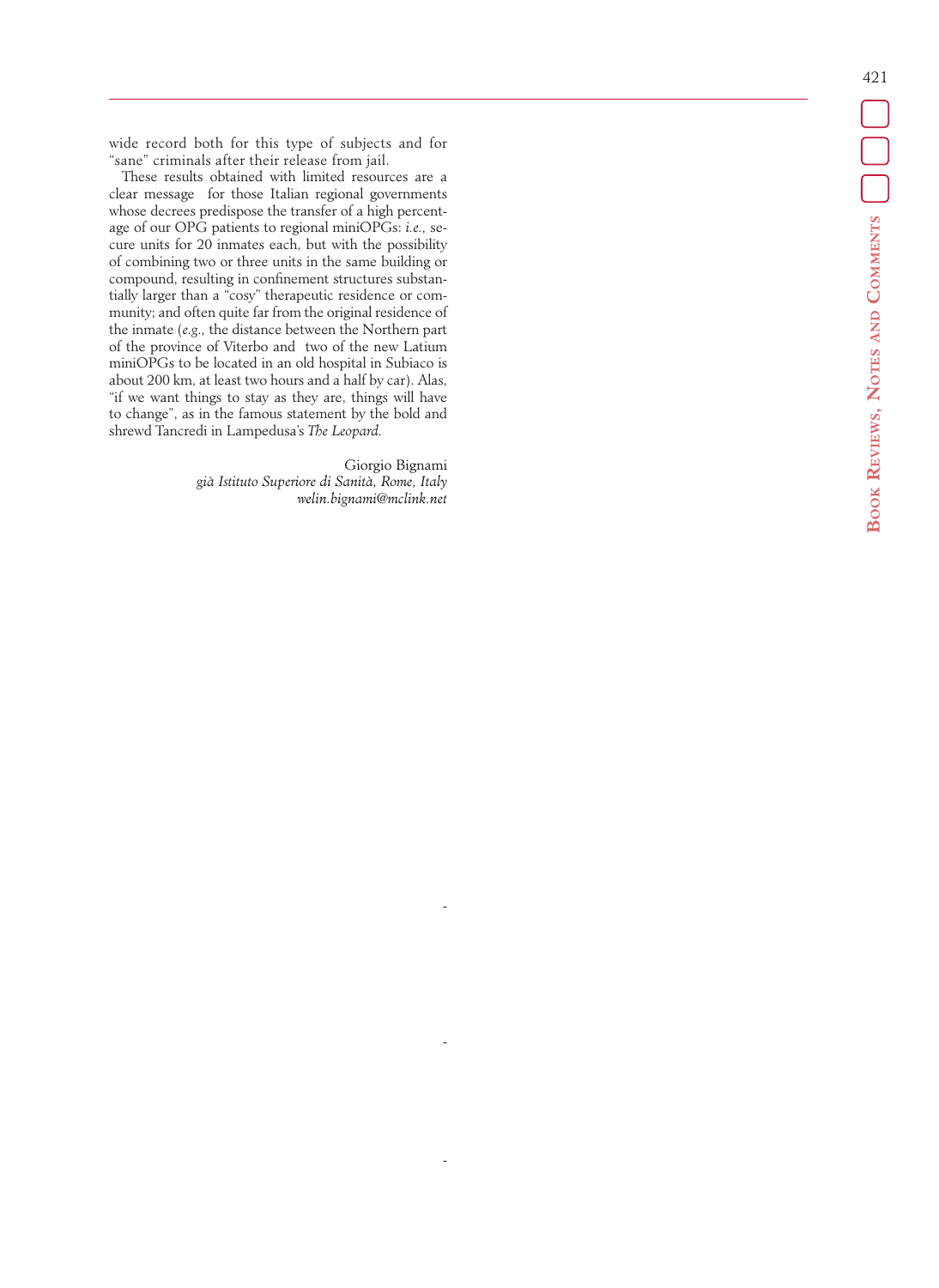wide record both for this type of subjects and for "sane" criminals after their release from jail.

These results obtained with limited resources are a clear message for those Italian regional governments whose decrees predispose the transfer of a high percentage of our OPG patients to regional miniOPGs: *i.e.,* secure units for 20 inmates each, but with the possibility of combining two or three units in the same building or compound, resulting in confinement structures substantially larger than a "cosy" therapeutic residence or community; and often quite far from the original residence of the inmate (*e.g.,* the distance between the Northern part of the province of Viterbo and two of the new Latium miniOPGs to be located in an old hospital in Subiaco is about 200 km, at least two hours and a half by car). Alas, "if we want things to stay as they are, things will have to change", as in the famous statement by the bold and shrewd Tancredi in Lampedusa's *The Leopard.*

Giorgio Bignami
*già Istituto Superiore di Sanità, Rome, Italy*
*welin.bignami@mclink.net*